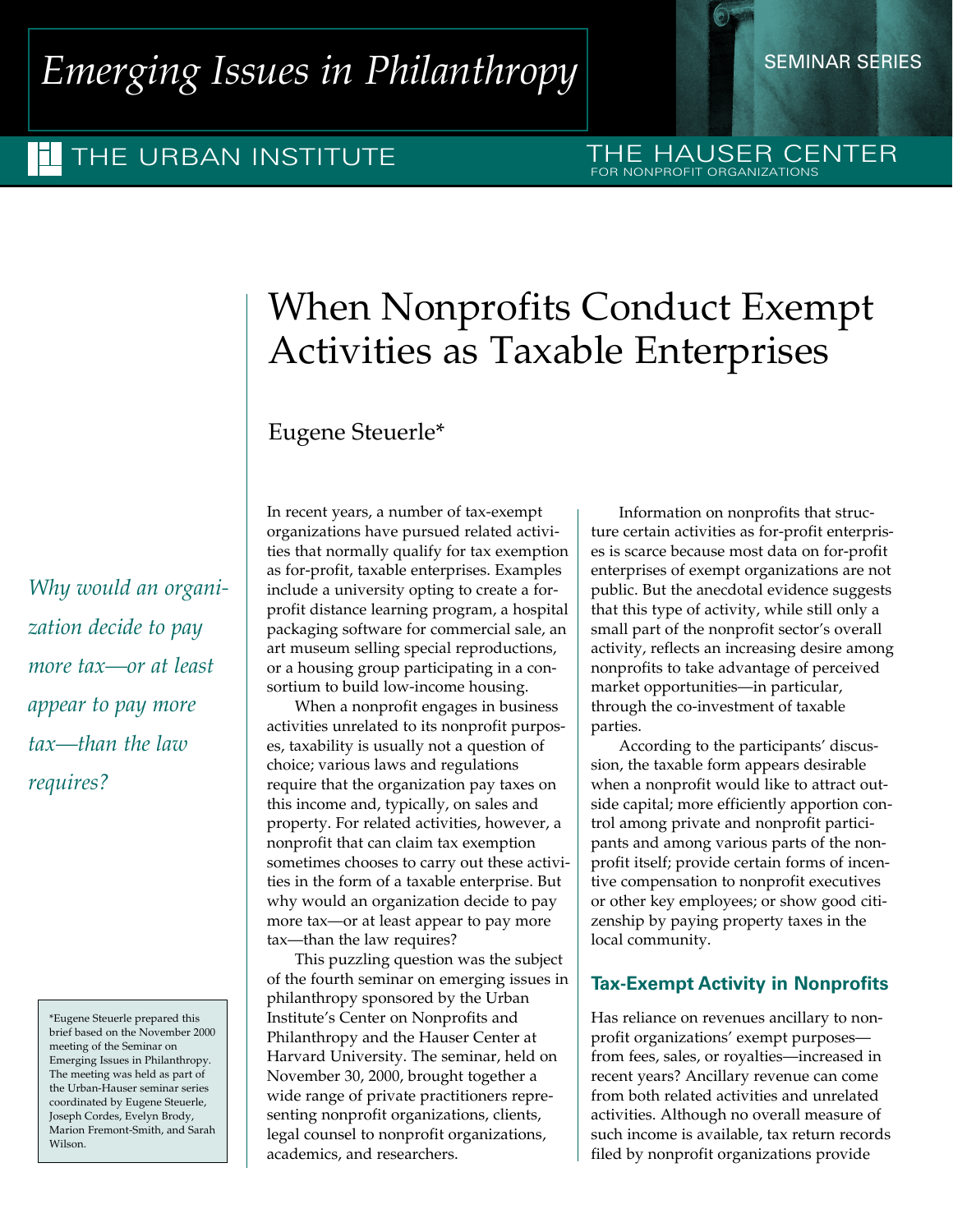# Emerging Issues in Philanthropy

SEMINAR SERIES

THE URBAN INSTITUTE

THE HAUSER CENTER FOR NONPROFIT ORGANIZATIONS

# When Nonprofits Conduct Exempt Activities as Taxable Enterprises

Eugene Steuerle*

*Why would an organization decide to pay more tax—or at least appear to pay more tax—than the law requires?*

In recent years, a number of tax-exempt organizations have pursued related activities that normally qualify for tax exemption as for-profit, taxable enterprises. Examples include a university opting to create a for-profit distance learning program, a hospital packaging software for commercial sale, an art museum selling special reproductions, or a housing group participating in a consortium to build low-income housing.

When a nonprofit engages in business activities unrelated to its nonprofit purposes, taxability is usually not a question of choice; various laws and regulations require that the organization pay taxes on this income and, typically, on sales and property. For related activities, however, a nonprofit that can claim tax exemption sometimes chooses to carry out these activities in the form of a taxable enterprise. But why would an organization decide to pay more tax—or at least appear to pay more tax—than the law requires?

This puzzling question was the subject of the fourth seminar on emerging issues in philanthropy sponsored by the Urban Institute's Center on Nonprofits and Philanthropy and the Hauser Center at Harvard University. The seminar, held on November 30, 2000, brought together a wide range of private practitioners representing nonprofit organizations, clients, legal counsel to nonprofit organizations, academics, and researchers.

Information on nonprofits that structure certain activities as for-profit enterprises is scarce because most data on for-profit enterprises of exempt organizations are not public. But the anecdotal evidence suggests that this type of activity, while still only a small part of the nonprofit sector's overall activity, reflects an increasing desire among nonprofits to take advantage of perceived market opportunities—in particular, through the co-investment of taxable parties.

According to the participants' discussion, the taxable form appears desirable when a nonprofit would like to attract outside capital; more efficiently apportion control among private and nonprofit participants and among various parts of the nonprofit itself; provide certain forms of incentive compensation to nonprofit executives or other key employees; or show good citizenship by paying property taxes in the local community.

## Tax-Exempt Activity in Nonprofits

Has reliance on revenues ancillary to nonprofit organizations' exempt purposes—from fees, sales, or royalties—increased in recent years? Ancillary revenue can come from both related activities and unrelated activities. Although no overall measure of such income is available, tax return records filed by nonprofit organizations provide

*Eugene Steuerle prepared this brief based on the November 2000 meeting of the Seminar on Emerging Issues in Philanthropy. The meeting was held as part of the Urban-Hauser seminar series coordinated by Eugene Steuerle, Joseph Cordes, Evelyn Brody, Marion Fremont-Smith, and Sarah Wilson.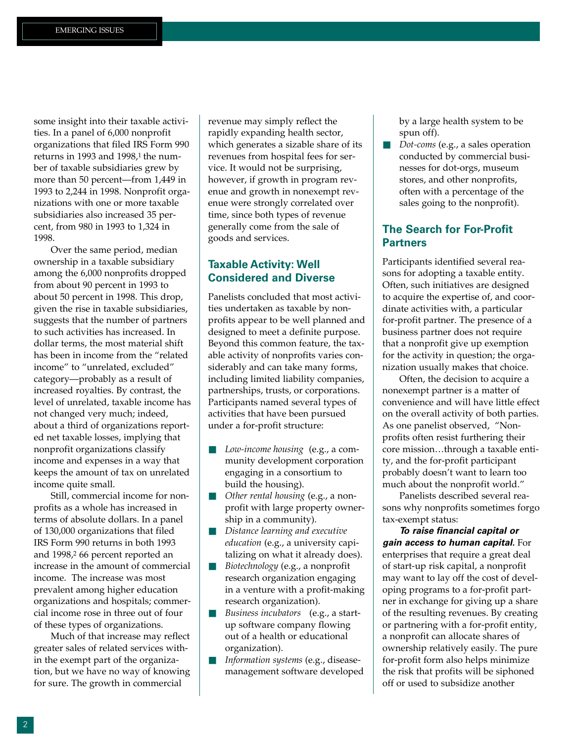some insight into their taxable activities. In a panel of 6,000 nonprofit organizations that filed IRS Form 990 returns in 1993 and 1998,[1] the number of taxable subsidiaries grew by more than 50 percent—from 1,449 in 1993 to 2,244 in 1998. Nonprofit organizations with one or more taxable subsidiaries also increased 35 percent, from 980 in 1993 to 1,324 in 1998.

Over the same period, median ownership in a taxable subsidiary among the 6,000 nonprofits dropped from about 90 percent in 1993 to about 50 percent in 1998. This drop, given the rise in taxable subsidiaries, suggests that the number of partners to such activities has increased. In dollar terms, the most material shift has been in income from the "related income" to "unrelated, excluded" category—probably as a result of increased royalties. By contrast, the level of unrelated, taxable income has not changed very much; indeed, about a third of organizations reported net taxable losses, implying that nonprofit organizations classify income and expenses in a way that keeps the amount of tax on unrelated income quite small.

Still, commercial income for nonprofits as a whole has increased in terms of absolute dollars. In a panel of 130,000 organizations that filed IRS Form 990 returns in both 1993 and 1998,[2] 66 percent reported an increase in the amount of commercial income. The increase was most prevalent among higher education organizations and hospitals; commercial income rose in three out of four of these types of organizations.

Much of that increase may reflect greater sales of related services within the exempt part of the organization, but we have no way of knowing for sure. The growth in commercial revenue may simply reflect the rapidly expanding health sector, which generates a sizable share of its revenues from hospital fees for service. It would not be surprising, however, if growth in program revenue and growth in nonexempt revenue were strongly correlated over time, since both types of revenue generally come from the sale of goods and services.

## Taxable Activity: Well Considered and Diverse

Panelists concluded that most activities undertaken as taxable by nonprofits appear to be well planned and designed to meet a definite purpose. Beyond this common feature, the taxable activity of nonprofits varies considerably and can take many forms, including limited liability companies, partnerships, trusts, or corporations. Participants named several types of activities that have been pursued under a for-profit structure:

- *Low-income housing* (e.g., a community development corporation engaging in a consortium to build the housing).
- *Other rental housing* (e.g., a nonprofit with large property ownership in a community).
- *Distance learning and executive education* (e.g., a university capitalizing on what it already does).
- *Biotechnology* (e.g., a nonprofit research organization engaging in a venture with a profit-making research organization).
- *Business incubators* (e.g., a startup software company flowing out of a health or educational organization).
- *Information systems* (e.g., disease-management software developed by a large health system to be spun off).
- *Dot-coms* (e.g., a sales operation conducted by commercial businesses for dot-orgs, museum stores, and other nonprofits, often with a percentage of the sales going to the nonprofit).

## The Search for For-Profit Partners

Participants identified several reasons for adopting a taxable entity. Often, such initiatives are designed to acquire the expertise of, and coordinate activities with, a particular for-profit partner. The presence of a business partner does not require that a nonprofit give up exemption for the activity in question; the organization usually makes that choice.

Often, the decision to acquire a nonexempt partner is a matter of convenience and will have little effect on the overall activity of both parties. As one panelist observed, "Nonprofits often resist furthering their core mission…through a taxable entity, and the for-profit participant probably doesn't want to learn too much about the nonprofit world."

Panelists described several reasons why nonprofits sometimes forgo tax-exempt status:

***To raise financial capital or gain access to human capital.*** For enterprises that require a great deal of start-up risk capital, a nonprofit may want to lay off the cost of developing programs to a for-profit partner in exchange for giving up a share of the resulting revenues. By creating or partnering with a for-profit entity, a nonprofit can allocate shares of ownership relatively easily. The pure for-profit form also helps minimize the risk that profits will be siphoned off or used to subsidize another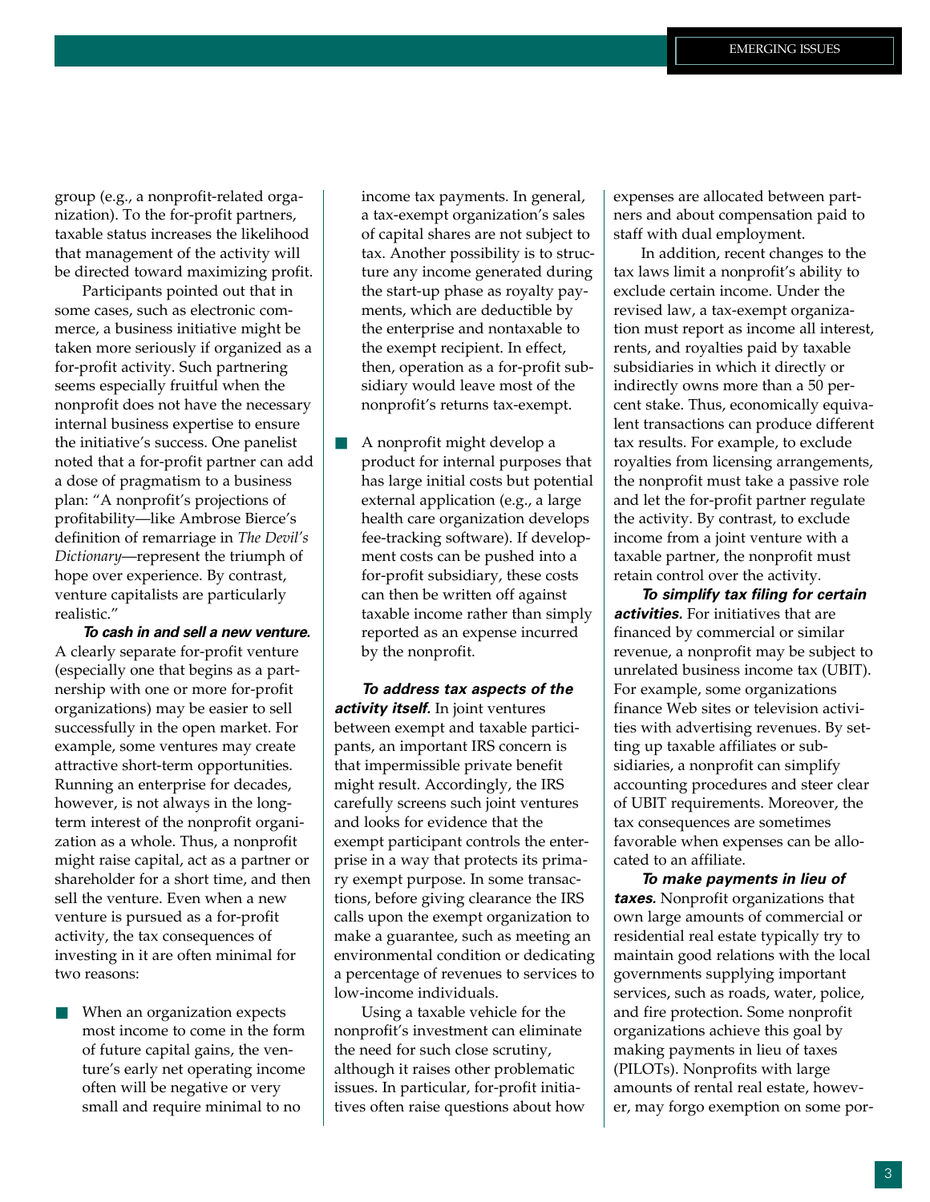group (e.g., a nonprofit-related organization). To the for-profit partners, taxable status increases the likelihood that management of the activity will be directed toward maximizing profit.

Participants pointed out that in some cases, such as electronic commerce, a business initiative might be taken more seriously if organized as a for-profit activity. Such partnering seems especially fruitful when the nonprofit does not have the necessary internal business expertise to ensure the initiative's success. One panelist noted that a for-profit partner can add a dose of pragmatism to a business plan: "A nonprofit's projections of profitability—like Ambrose Bierce's definition of remarriage in *The Devil's Dictionary*—represent the triumph of hope over experience. By contrast, venture capitalists are particularly realistic."

***To cash in and sell a new venture.*** A clearly separate for-profit venture (especially one that begins as a partnership with one or more for-profit organizations) may be easier to sell successfully in the open market. For example, some ventures may create attractive short-term opportunities. Running an enterprise for decades, however, is not always in the long-term interest of the nonprofit organization as a whole. Thus, a nonprofit might raise capital, act as a partner or shareholder for a short time, and then sell the venture. Even when a new venture is pursued as a for-profit activity, the tax consequences of investing in it are often minimal for two reasons:

- When an organization expects most income to come in the form of future capital gains, the venture's early net operating income often will be negative or very small and require minimal to no income tax payments. In general, a tax-exempt organization's sales of capital shares are not subject to tax. Another possibility is to structure any income generated during the start-up phase as royalty payments, which are deductible by the enterprise and nontaxable to the exempt recipient. In effect, then, operation as a for-profit subsidiary would leave most of the nonprofit's returns tax-exempt.

- A nonprofit might develop a product for internal purposes that has large initial costs but potential external application (e.g., a large health care organization develops fee-tracking software). If development costs can be pushed into a for-profit subsidiary, these costs can then be written off against taxable income rather than simply reported as an expense incurred by the nonprofit.

***To address tax aspects of the activity itself.*** In joint ventures between exempt and taxable participants, an important IRS concern is that impermissible private benefit might result. Accordingly, the IRS carefully screens such joint ventures and looks for evidence that the exempt participant controls the enterprise in a way that protects its primary exempt purpose. In some transactions, before giving clearance the IRS calls upon the exempt organization to make a guarantee, such as meeting an environmental condition or dedicating a percentage of revenues to services to low-income individuals.

Using a taxable vehicle for the nonprofit's investment can eliminate the need for such close scrutiny, although it raises other problematic issues. In particular, for-profit initiatives often raise questions about how expenses are allocated between partners and about compensation paid to staff with dual employment.

In addition, recent changes to the tax laws limit a nonprofit's ability to exclude certain income. Under the revised law, a tax-exempt organization must report as income all interest, rents, and royalties paid by taxable subsidiaries in which it directly or indirectly owns more than a 50 percent stake. Thus, economically equivalent transactions can produce different tax results. For example, to exclude royalties from licensing arrangements, the nonprofit must take a passive role and let the for-profit partner regulate the activity. By contrast, to exclude income from a joint venture with a taxable partner, the nonprofit must retain control over the activity.

***To simplify tax filing for certain activities.*** For initiatives that are financed by commercial or similar revenue, a nonprofit may be subject to unrelated business income tax (UBIT). For example, some organizations finance Web sites or television activities with advertising revenues. By setting up taxable affiliates or subsidiaries, a nonprofit can simplify accounting procedures and steer clear of UBIT requirements. Moreover, the tax consequences are sometimes favorable when expenses can be allocated to an affiliate.

***To make payments in lieu of taxes.*** Nonprofit organizations that own large amounts of commercial or residential real estate typically try to maintain good relations with the local governments supplying important services, such as roads, water, police, and fire protection. Some nonprofit organizations achieve this goal by making payments in lieu of taxes (PILOTs). Nonprofits with large amounts of rental real estate, however, may forgo exemption on some por-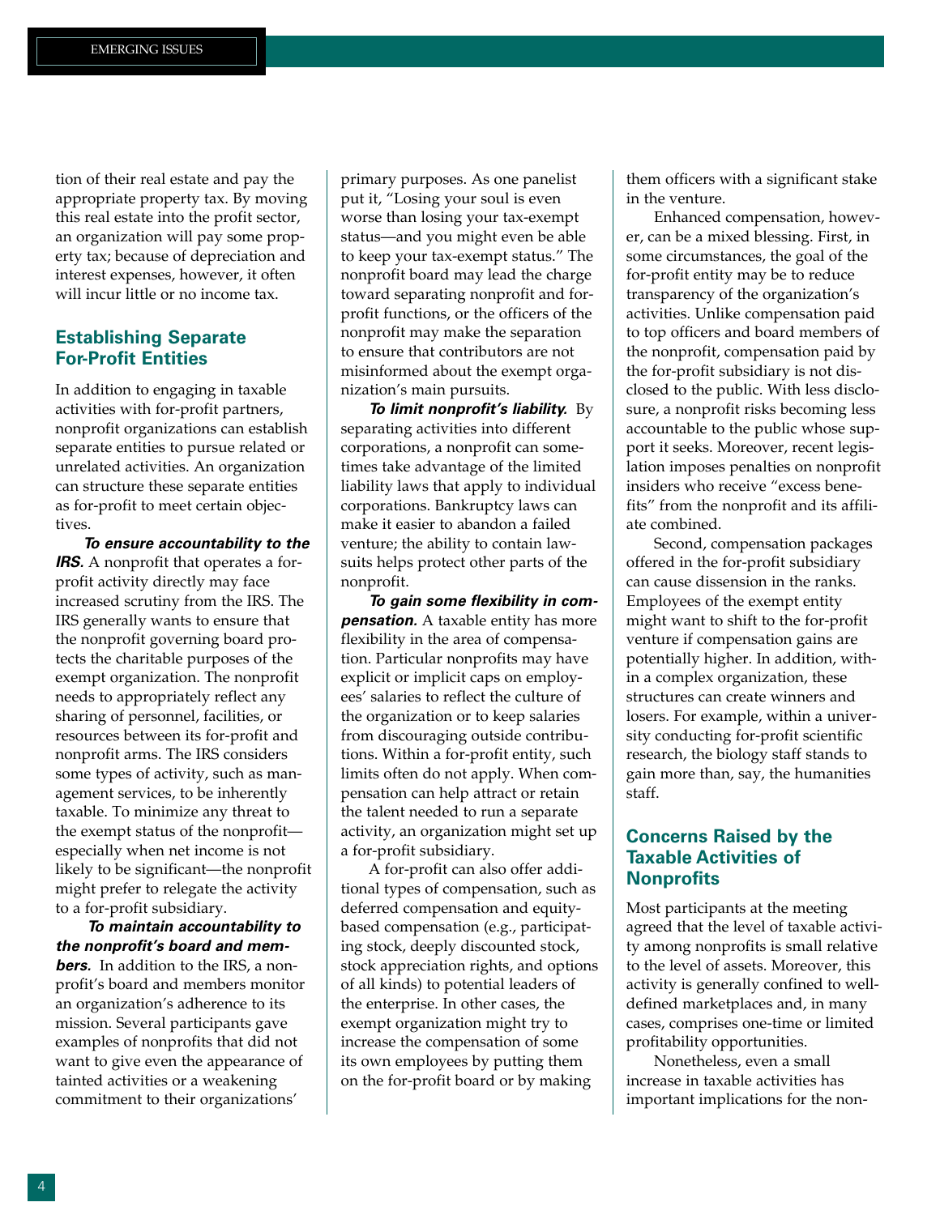tion of their real estate and pay the appropriate property tax. By moving this real estate into the profit sector, an organization will pay some property tax; because of depreciation and interest expenses, however, it often will incur little or no income tax.

## Establishing Separate For-Profit Entities

In addition to engaging in taxable activities with for-profit partners, nonprofit organizations can establish separate entities to pursue related or unrelated activities. An organization can structure these separate entities as for-profit to meet certain objectives.

***To ensure accountability to the IRS.*** A nonprofit that operates a for-profit activity directly may face increased scrutiny from the IRS. The IRS generally wants to ensure that the nonprofit governing board protects the charitable purposes of the exempt organization. The nonprofit needs to appropriately reflect any sharing of personnel, facilities, or resources between its for-profit and nonprofit arms. The IRS considers some types of activity, such as management services, to be inherently taxable. To minimize any threat to the exempt status of the nonprofit—especially when net income is not likely to be significant—the nonprofit might prefer to relegate the activity to a for-profit subsidiary.

***To maintain accountability to the nonprofit's board and members.*** In addition to the IRS, a nonprofit's board and members monitor an organization's adherence to its mission. Several participants gave examples of nonprofits that did not want to give even the appearance of tainted activities or a weakening commitment to their organizations' primary purposes. As one panelist put it, "Losing your soul is even worse than losing your tax-exempt status—and you might even be able to keep your tax-exempt status." The nonprofit board may lead the charge toward separating nonprofit and for-profit functions, or the officers of the nonprofit may make the separation to ensure that contributors are not misinformed about the exempt organization's main pursuits.

***To limit nonprofit's liability.*** By separating activities into different corporations, a nonprofit can sometimes take advantage of the limited liability laws that apply to individual corporations. Bankruptcy laws can make it easier to abandon a failed venture; the ability to contain lawsuits helps protect other parts of the nonprofit.

***To gain some flexibility in compensation.*** A taxable entity has more flexibility in the area of compensation. Particular nonprofits may have explicit or implicit caps on employees' salaries to reflect the culture of the organization or to keep salaries from discouraging outside contributions. Within a for-profit entity, such limits often do not apply. When compensation can help attract or retain the talent needed to run a separate activity, an organization might set up a for-profit subsidiary.

A for-profit can also offer additional types of compensation, such as deferred compensation and equity-based compensation (e.g., participating stock, deeply discounted stock, stock appreciation rights, and options of all kinds) to potential leaders of the enterprise. In other cases, the exempt organization might try to increase the compensation of some its own employees by putting them on the for-profit board or by making them officers with a significant stake in the venture.

Enhanced compensation, however, can be a mixed blessing. First, in some circumstances, the goal of the for-profit entity may be to reduce transparency of the organization's activities. Unlike compensation paid to top officers and board members of the nonprofit, compensation paid by the for-profit subsidiary is not disclosed to the public. With less disclosure, a nonprofit risks becoming less accountable to the public whose support it seeks. Moreover, recent legislation imposes penalties on nonprofit insiders who receive "excess benefits" from the nonprofit and its affiliate combined.

Second, compensation packages offered in the for-profit subsidiary can cause dissension in the ranks. Employees of the exempt entity might want to shift to the for-profit venture if compensation gains are potentially higher. In addition, within a complex organization, these structures can create winners and losers. For example, within a university conducting for-profit scientific research, the biology staff stands to gain more than, say, the humanities staff.

## Concerns Raised by the Taxable Activities of Nonprofits

Most participants at the meeting agreed that the level of taxable activity among nonprofits is small relative to the level of assets. Moreover, this activity is generally confined to well-defined marketplaces and, in many cases, comprises one-time or limited profitability opportunities.

Nonetheless, even a small increase in taxable activities has important implications for the non-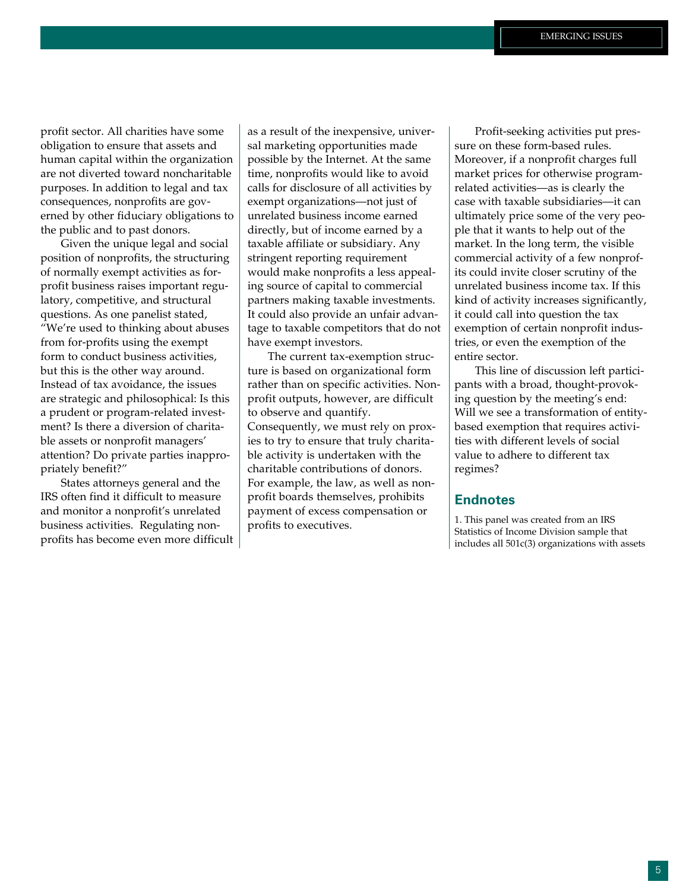profit sector. All charities have some obligation to ensure that assets and human capital within the organization are not diverted toward noncharitable purposes. In addition to legal and tax consequences, nonprofits are governed by other fiduciary obligations to the public and to past donors.

Given the unique legal and social position of nonprofits, the structuring of normally exempt activities as for-profit business raises important regulatory, competitive, and structural questions. As one panelist stated, "We're used to thinking about abuses from for-profits using the exempt form to conduct business activities, but this is the other way around. Instead of tax avoidance, the issues are strategic and philosophical: Is this a prudent or program-related investment? Is there a diversion of charitable assets or nonprofit managers' attention? Do private parties inappropriately benefit?"

States attorneys general and the IRS often find it difficult to measure and monitor a nonprofit's unrelated business activities. Regulating nonprofits has become even more difficult as a result of the inexpensive, universal marketing opportunities made possible by the Internet. At the same time, nonprofits would like to avoid calls for disclosure of all activities by exempt organizations—not just of unrelated business income earned directly, but of income earned by a taxable affiliate or subsidiary. Any stringent reporting requirement would make nonprofits a less appealing source of capital to commercial partners making taxable investments. It could also provide an unfair advantage to taxable competitors that do not have exempt investors.

The current tax-exemption structure is based on organizational form rather than on specific activities. Nonprofit outputs, however, are difficult to observe and quantify. Consequently, we must rely on proxies to try to ensure that truly charitable activity is undertaken with the charitable contributions of donors. For example, the law, as well as nonprofit boards themselves, prohibits payment of excess compensation or profits to executives.

Profit-seeking activities put pressure on these form-based rules. Moreover, if a nonprofit charges full market prices for otherwise program-related activities—as is clearly the case with taxable subsidiaries—it can ultimately price some of the very people that it wants to help out of the market. In the long term, the visible commercial activity of a few nonprofits could invite closer scrutiny of the unrelated business income tax. If this kind of activity increases significantly, it could call into question the tax exemption of certain nonprofit industries, or even the exemption of the entire sector.

This line of discussion left participants with a broad, thought-provoking question by the meeting's end: Will we see a transformation of entity-based exemption that requires activities with different levels of social value to adhere to different tax regimes?

## Endnotes

1. This panel was created from an IRS Statistics of Income Division sample that includes all 501c(3) organizations with assets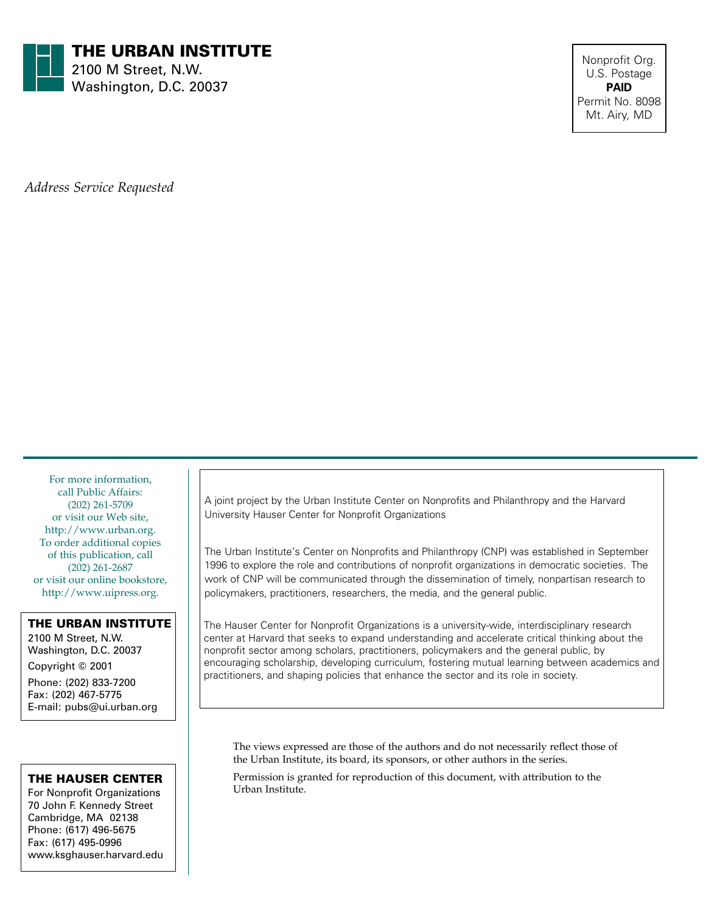**THE URBAN INSTITUTE**
2100 M Street, N.W.
Washington, D.C. 20037

Nonprofit Org.
U.S. Postage
**PAID**
Permit No. 8098
Mt. Airy, MD

*Address Service Requested*

For more information, call Public Affairs: (202) 261-5709 or visit our Web site, http://www.urban.org. To order additional copies of this publication, call (202) 261-2687 or visit our online bookstore, http://www.uipress.org.

**THE URBAN INSTITUTE**
2100 M Street, N.W.
Washington, D.C. 20037
Copyright © 2001
Phone: (202) 833-7200
Fax: (202) 467-5775
E-mail: pubs@ui.urban.org

**THE HAUSER CENTER**
For Nonprofit Organizations
70 John F. Kennedy Street
Cambridge, MA 02138
Phone: (617) 496-5675
Fax: (617) 495-0996
www.ksghauser.harvard.edu

A joint project by the Urban Institute Center on Nonprofits and Philanthropy and the Harvard University Hauser Center for Nonprofit Organizations

The Urban Institute's Center on Nonprofits and Philanthropy (CNP) was established in September 1996 to explore the role and contributions of nonprofit organizations in democratic societies. The work of CNP will be communicated through the dissemination of timely, nonpartisan research to policymakers, practitioners, researchers, the media, and the general public.

The Hauser Center for Nonprofit Organizations is a university-wide, interdisciplinary research center at Harvard that seeks to expand understanding and accelerate critical thinking about the nonprofit sector among scholars, practitioners, policymakers and the general public, by encouraging scholarship, developing curriculum, fostering mutual learning between academics and practitioners, and shaping policies that enhance the sector and its role in society.

The views expressed are those of the authors and do not necessarily reflect those of the Urban Institute, its board, its sponsors, or other authors in the series.

Permission is granted for reproduction of this document, with attribution to the Urban Institute.